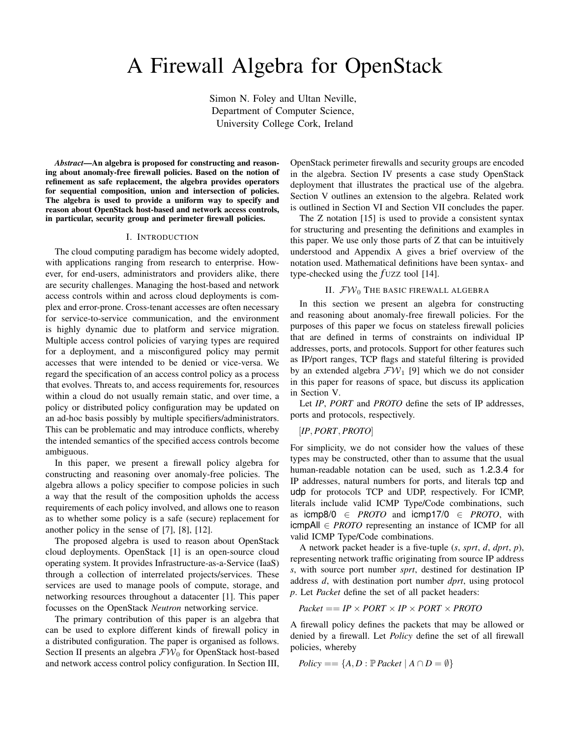# A Firewall Algebra for OpenStack

Simon N. Foley and Ultan Neville,
Department of Computer Science,
University College Cork, Ireland

***Abstract*—An algebra is proposed for constructing and reasoning about anomaly-free firewall policies. Based on the notion of refinement as safe replacement, the algebra provides operators for sequential composition, union and intersection of policies. The algebra is used to provide a uniform way to specify and reason about OpenStack host-based and network access controls, in particular, security group and perimeter firewall policies.**

## I. Introduction

The cloud computing paradigm has become widely adopted, with applications ranging from research to enterprise. However, for end-users, administrators and providers alike, there are security challenges. Managing the host-based and network access controls within and across cloud deployments is complex and error-prone. Cross-tenant accesses are often necessary for service-to-service communication, and the environment is highly dynamic due to platform and service migration. Multiple access control policies of varying types are required for a deployment, and a misconfigured policy may permit accesses that were intended to be denied or vice-versa. We regard the specification of an access control policy as a process that evolves. Threats to, and access requirements for, resources within a cloud do not usually remain static, and over time, a policy or distributed policy configuration may be updated on an ad-hoc basis possibly by multiple specifiers/administrators. This can be problematic and may introduce conflicts, whereby the intended semantics of the specified access controls become ambiguous.

In this paper, we present a firewall policy algebra for constructing and reasoning over anomaly-free policies. The algebra allows a policy specifier to compose policies in such a way that the result of the composition upholds the access requirements of each policy involved, and allows one to reason as to whether some policy is a safe (secure) replacement for another policy in the sense of [7], [8], [12].

The proposed algebra is used to reason about OpenStack cloud deployments. OpenStack [1] is an open-source cloud operating system. It provides Infrastructure-as-a-Service (IaaS) through a collection of interrelated projects/services. These services are used to manage pools of compute, storage, and networking resources throughout a datacenter [1]. This paper focusses on the OpenStack *Neutron* networking service.

The primary contribution of this paper is an algebra that can be used to explore different kinds of firewall policy in a distributed configuration. The paper is organised as follows. Section II presents an algebra $\mathcal{FW}_0$ for OpenStack host-based and network access control policy configuration. In Section III, OpenStack perimeter firewalls and security groups are encoded in the algebra. Section IV presents a case study OpenStack deployment that illustrates the practical use of the algebra. Section V outlines an extension to the algebra. Related work is outlined in Section VI and Section VII concludes the paper.

The Z notation [15] is used to provide a consistent syntax for structuring and presenting the definitions and examples in this paper. We use only those parts of Z that can be intuitively understood and Appendix A gives a brief overview of the notation used. Mathematical definitions have been syntax- and type-checked using the *f*UZZ tool [14].

## II. $\mathcal{FW}_0$ The basic firewall algebra

In this section we present an algebra for constructing and reasoning about anomaly-free firewall policies. For the purposes of this paper we focus on stateless firewall policies that are defined in terms of constraints on individual IP addresses, ports, and protocols. Support for other features such as IP/port ranges, TCP flags and stateful filtering is provided by an extended algebra $\mathcal{FW}_1$ [9] which we do not consider in this paper for reasons of space, but discuss its application in Section V.

Let *IP*, *PORT* and *PROTO* define the sets of IP addresses, ports and protocols, respectively.

$$[IP, PORT, PROTO]$$

For simplicity, we do not consider how the values of these types may be constructed, other than to assume that the usual human-readable notation can be used, such as 1.2.3.4 for IP addresses, natural numbers for ports, and literals tcp and udp for protocols TCP and UDP, respectively. For ICMP, literals include valid ICMP Type/Code combinations, such as icmp8/0 $\in$ *PROTO* and icmp17/0 $\in$ *PROTO*, with icmpAll $\in$ *PROTO* representing an instance of ICMP for all valid ICMP Type/Code combinations.

A network packet header is a five-tuple (*s*, *sprt*, *d*, *dprt*, *p*), representing network traffic originating from source IP address *s*, with source port number *sprt*, destined for destination IP address *d*, with destination port number *dprt*, using protocol *p*. Let *Packet* define the set of all packet headers:

$$Packet == IP \times PORT \times IP \times PORT \times PROTO$$

A firewall policy defines the packets that may be allowed or denied by a firewall. Let *Policy* define the set of all firewall policies, whereby

$$Policy == \{A, D : \mathbb{P}\, Packet \mid A \cap D = \emptyset\}$$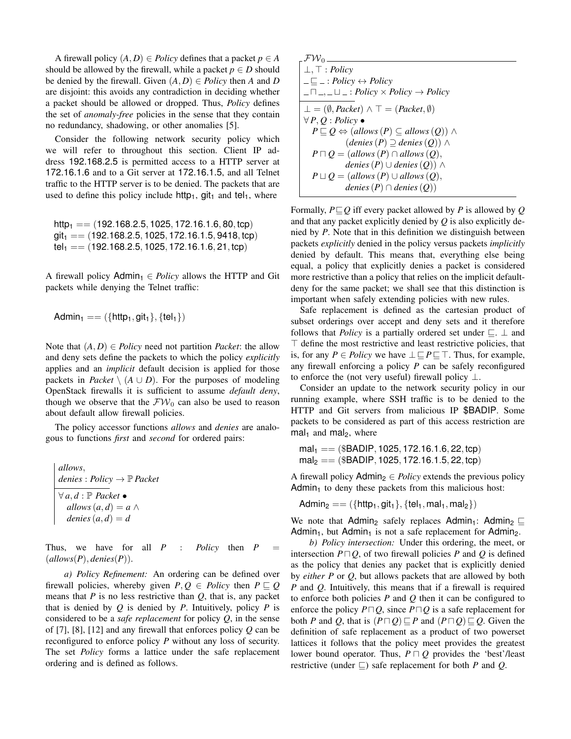A firewall policy $(A, D) \in Policy$ defines that a packet $p \in A$ should be allowed by the firewall, while a packet $p \in D$ should be denied by the firewall. Given $(A, D) \in Policy$ then $A$ and $D$ are disjoint: this avoids any contradiction in deciding whether a packet should be allowed or dropped. Thus, *Policy* defines the set of *anomaly-free* policies in the sense that they contain no redundancy, shadowing, or other anomalies [5].

Consider the following network security policy which we will refer to throughout this section. Client IP address 192.168.2.5 is permitted access to a HTTP server at 172.16.1.6 and to a Git server at 172.16.1.5, and all Telnet traffic to the HTTP server is to be denied. The packets that are used to define this policy include $\mathsf{http}_1$, $\mathsf{git}_1$ and $\mathsf{tel}_1$, where

$$
\begin{aligned}
\mathsf{http}_1 &== (192.168.2.5, 1025, 172.16.1.6, 80, \mathsf{tcp})\\
\mathsf{git}_1 &== (192.168.2.5, 1025, 172.16.1.5, 9418, \mathsf{tcp})\\
\mathsf{tel}_1 &== (192.168.2.5, 1025, 172.16.1.6, 21, \mathsf{tcp})
\end{aligned}
$$

A firewall policy $\mathsf{Admin}_1 \in Policy$ allows the HTTP and Git packets while denying the Telnet traffic:

$$\mathsf{Admin}_1 == (\{\mathsf{http}_1, \mathsf{git}_1\}, \{\mathsf{tel}_1\})$$

Note that $(A, D) \in Policy$ need not partition *Packet*: the allow and deny sets define the packets to which the policy *explicitly* applies and an *implicit* default decision is applied for those packets in $Packet \setminus (A \cup D)$. For the purposes of modeling OpenStack firewalls it is sufficient to assume *default deny*, though we observe that the $\mathcal{FW}_0$ can also be used to reason about default allow firewall policies.

The policy accessor functions *allows* and *denies* are analogous to functions *first* and *second* for ordered pairs:

$$
\begin{array}{|l}
allows,\\
denies : Policy \rightarrow \mathbb{P}\, Packet\\
\hline
\forall\, a, d : \mathbb{P}\, Packet \bullet\\
\quad allows\,(a, d) = a \wedge\\
\quad denies\,(a, d) = d
\end{array}
$$

Thus, we have for all $P : Policy$ then $P = (allows(P), denies(P))$.

*a) Policy Refinement:* An ordering can be defined over firewall policies, whereby given $P, Q \in Policy$ then $P \sqsubseteq Q$ means that $P$ is no less restrictive than $Q$, that is, any packet that is denied by $Q$ is denied by $P$. Intuitively, policy $P$ is considered to be a *safe replacement* for policy $Q$, in the sense of [7], [8], [12] and any firewall that enforces policy $Q$ can be reconfigured to enforce policy $P$ without any loss of security. The set *Policy* forms a lattice under the safe replacement ordering and is defined as follows.

$$
\begin{array}{|l}
\mathcal{FW}_0\\
\hline
\bot, \top : Policy\\
\_ \sqsubseteq \_ : Policy \leftrightarrow Policy\\
\_ \sqcap \_, \_ \sqcup \_ : Policy \times Policy \rightarrow Policy\\
\hline
\bot = (\emptyset, Packet) \wedge \top = (Packet, \emptyset)\\
\forall\, P, Q : Policy \bullet\\
\quad P \sqsubseteq Q \Leftrightarrow (allows\,(P) \subseteq allows\,(Q)) \wedge\\
\qquad\qquad (denies\,(P) \supseteq denies\,(Q)) \wedge\\
\quad P \sqcap Q = (allows\,(P) \cap allows\,(Q),\\
\qquad\qquad denies\,(P) \cup denies\,(Q)) \wedge\\
\quad P \sqcup Q = (allows\,(P) \cup allows\,(Q),\\
\qquad\qquad denies\,(P) \cap denies\,(Q))
\end{array}
$$

Formally, $P \sqsubseteq Q$ iff every packet allowed by $P$ is allowed by $Q$ and that any packet explicitly denied by $Q$ is also explicitly denied by $P$. Note that in this definition we distinguish between packets *explicitly* denied in the policy versus packets *implicitly* denied by default. This means that, everything else being equal, a policy that explicitly denies a packet is considered more restrictive than a policy that relies on the implicit default-deny for the same packet; we shall see that this distinction is important when safely extending policies with new rules.

Safe replacement is defined as the cartesian product of subset orderings over accept and deny sets and it therefore follows that *Policy* is a partially ordered set under $\sqsubseteq$. $\bot$ and $\top$ define the most restrictive and least restrictive policies, that is, for any $P \in Policy$ we have $\bot \sqsubseteq P \sqsubseteq \top$. Thus, for example, any firewall enforcing a policy $P$ can be safely reconfigured to enforce the (not very useful) firewall policy $\bot$.

Consider an update to the network security policy in our running example, where SSH traffic is to be denied to the HTTP and Git servers from malicious IP \$BADIP. Some packets to be considered as part of this access restriction are $\mathsf{mal}_1$ and $\mathsf{mal}_2$, where

$$
\begin{aligned}
\mathsf{mal}_1 &== (\$\mathsf{BADIP}, 1025, 172.16.1.6, 22, \mathsf{tcp})\\
\mathsf{mal}_2 &== (\$\mathsf{BADIP}, 1025, 172.16.1.5, 22, \mathsf{tcp})
\end{aligned}
$$

A firewall policy $\mathsf{Admin}_2 \in Policy$ extends the previous policy $\mathsf{Admin}_1$ to deny these packets from this malicious host:

$$\mathsf{Admin}_2 == (\{\mathsf{http}_1, \mathsf{git}_1\}, \{\mathsf{tel}_1, \mathsf{mal}_1, \mathsf{mal}_2\})$$

We note that $\mathsf{Admin}_2$ safely replaces $\mathsf{Admin}_1$: $\mathsf{Admin}_2 \sqsubseteq \mathsf{Admin}_1$, but $\mathsf{Admin}_1$ is not a safe replacement for $\mathsf{Admin}_2$.

*b) Policy intersection:* Under this ordering, the meet, or intersection $P \sqcap Q$, of two firewall policies $P$ and $Q$ is defined as the policy that denies any packet that is explicitly denied by *either* $P$ or $Q$, but allows packets that are allowed by both $P$ and $Q$. Intuitively, this means that if a firewall is required to enforce both policies $P$ and $Q$ then it can be configured to enforce the policy $P \sqcap Q$, since $P \sqcap Q$ is a safe replacement for both $P$ and $Q$, that is $(P \sqcap Q) \sqsubseteq P$ and $(P \sqcap Q) \sqsubseteq Q$. Given the definition of safe replacement as a product of two powerset lattices it follows that the policy meet provides the greatest lower bound operator. Thus, $P \sqcap Q$ provides the 'best'/least restrictive (under $\sqsubseteq$) safe replacement for both $P$ and $Q$.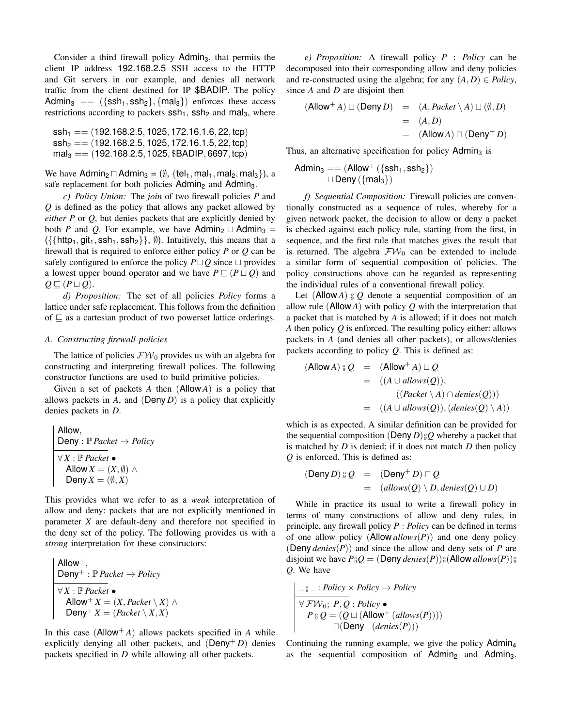Consider a third firewall policy $\mathsf{Admin}_3$, that permits the client IP address 192.168.2.5 SSH access to the HTTP and Git servers in our example, and denies all network traffic from the client destined for IP \$BADIP. The policy $\mathsf{Admin}_3 == (\{\mathsf{ssh}_1, \mathsf{ssh}_2\}, \{\mathsf{mal}_3\})$ enforces these access restrictions according to packets $\mathsf{ssh}_1$, $\mathsf{ssh}_2$ and $\mathsf{mal}_3$, where

$$\begin{aligned}
&\mathsf{ssh}_1 == (192.168.2.5, 1025, 172.16.1.6, 22, \mathsf{tcp})\\
&\mathsf{ssh}_2 == (192.168.2.5, 1025, 172.16.1.5, 22, \mathsf{tcp})\\
&\mathsf{mal}_3 == (192.168.2.5, 1025, \$\mathsf{BADIP}, 6697, \mathsf{tcp})
\end{aligned}$$

We have $\mathsf{Admin}_2 \sqcap \mathsf{Admin}_3 = (\emptyset, \{\mathsf{tel}_1, \mathsf{mal}_1, \mathsf{mal}_2, \mathsf{mal}_3\})$, a safe replacement for both policies $\mathsf{Admin}_2$ and $\mathsf{Admin}_3$.

*c) Policy Union:* The *join* of two firewall policies $P$ and $Q$ is defined as the policy that allows any packet allowed by *either* $P$ or $Q$, but denies packets that are explicitly denied by both $P$ and $Q$. For example, we have $\mathsf{Admin}_2 \sqcup \mathsf{Admin}_3 = (\{\{\mathsf{http}_1, \mathsf{git}_1, \mathsf{ssh}_1, \mathsf{ssh}_2\}\}, \emptyset)$. Intuitively, this means that a firewall that is required to enforce either policy $P$ or $Q$ can be safely configured to enforce the policy $P \sqcup Q$ since $\sqcup$ provides a lowest upper bound operator and we have $P \sqsubseteq (P \sqcup Q)$ and $Q \sqsubseteq (P \sqcup Q)$.

*d) Proposition:* The set of all policies *Policy* forms a lattice under safe replacement. This follows from the definition of $\sqsubseteq$ as a cartesian product of two powerset lattice orderings.

### A. Constructing firewall policies

The lattice of policies $\mathcal{FW}_0$ provides us with an algebra for constructing and interpreting firewall polices. The following constructor functions are used to build primitive policies.

Given a set of packets $A$ then $(\mathsf{Allow}\, A)$ is a policy that allows packets in $A$, and $(\mathsf{Deny}\, D)$ is a policy that explicitly denies packets in $D$.

$$\begin{array}{|l}
\mathsf{Allow},\\
\mathsf{Deny} : \mathbb{P}\, Packet \rightarrow Policy\\
\hline
\forall X : \mathbb{P}\, Packet \bullet\\
\quad \mathsf{Allow}\, X = (X, \emptyset) \wedge\\
\quad \mathsf{Deny}\, X = (\emptyset, X)
\end{array}$$

This provides what we refer to as a *weak* interpretation of allow and deny: packets that are not explicitly mentioned in parameter $X$ are default-deny and therefore not specified in the deny set of the policy. The following provides us with a *strong* interpretation for these constructors:

$$\begin{array}{|l}
\mathsf{Allow}^+,\\
\mathsf{Deny}^+ : \mathbb{P}\, Packet \rightarrow Policy\\
\hline
\forall X : \mathbb{P}\, Packet \bullet\\
\quad \mathsf{Allow}^+\, X = (X, Packet \setminus X) \wedge\\
\quad \mathsf{Deny}^+\, X = (Packet \setminus X, X)
\end{array}$$

In this case $(\mathsf{Allow}^+\, A)$ allows packets specified in $A$ while explicitly denying all other packets, and $(\mathsf{Deny}^+\, D)$ denies packets specified in $D$ while allowing all other packets.

*e) Proposition:* A firewall policy $P : Policy$ can be decomposed into their corresponding allow and deny policies and re-constructed using the algebra; for any $(A, D) \in Policy$, since $A$ and $D$ are disjoint then

$$\begin{aligned}
(\mathsf{Allow}^+\, A) \sqcup (\mathsf{Deny}\, D) &= (A, Packet \setminus A) \sqcup (\emptyset, D)\\
&= (A, D)\\
&= (\mathsf{Allow}\, A) \sqcap (\mathsf{Deny}^+\, D)
\end{aligned}$$

Thus, an alternative specification for policy $\mathsf{Admin}_3$ is

$$\begin{aligned}
\mathsf{Admin}_3 == &(\mathsf{Allow}^+\, (\{\mathsf{ssh}_1, \mathsf{ssh}_2\})\\
&\sqcup \mathsf{Deny}\, (\{\mathsf{mal}_3\})
\end{aligned}$$

*f) Sequential Composition:* Firewall policies are conventionally constructed as a sequence of rules, whereby for a given network packet, the decision to allow or deny a packet is checked against each policy rule, starting from the first, in sequence, and the first rule that matches gives the result that is returned. The algebra $\mathcal{FW}_0$ can be extended to include a similar form of sequential composition of policies. The policy constructions above can be regarded as representing the individual rules of a conventional firewall policy.

Let $(\mathsf{Allow}\, A) \fatsemi Q$ denote a sequential composition of an allow rule $(\mathsf{Allow}\, A)$ with policy $Q$ with the interpretation that a packet that is matched by $A$ is allowed; if it does not match $A$ then policy $Q$ is enforced. The resulting policy either: allows packets in $A$ (and denies all other packets), or allows/denies packets according to policy $Q$. This is defined as:

$$\begin{aligned}
(\mathsf{Allow}\, A) \fatsemi Q &= (\mathsf{Allow}^+\, A) \sqcup Q\\
&= ((A \cup allows(Q)),\\
&\qquad ((Packet \setminus A) \cap denies(Q)))\\
&= ((A \cup allows(Q)), (denies(Q) \setminus A))
\end{aligned}$$

which is as expected. A similar definition can be provided for the sequential composition $(\mathsf{Deny}\, D) \fatsemi Q$ whereby a packet that is matched by $D$ is denied; if it does not match $D$ then policy $Q$ is enforced. This is defined as:

$$\begin{aligned}
(\mathsf{Deny}\, D) \fatsemi Q &= (\mathsf{Deny}^+\, D) \sqcap Q\\
&= (allows(Q) \setminus D, denies(Q) \cup D)
\end{aligned}$$

While in practice its usual to write a firewall policy in terms of many constructions of allow and deny rules, in principle, any firewall policy $P : Policy$ can be defined in terms of one allow policy $(\mathsf{Allow}\, allows(P))$ and one deny policy $(\mathsf{Deny}\, denies(P))$ and since the allow and deny sets of $P$ are disjoint we have $P \fatsemi Q = (\mathsf{Deny}\, denies(P)) \fatsemi (\mathsf{Allow}\, allows(P)) \fatsemi Q$. We have

$$\begin{array}{|l}
\_ \fatsemi \_ : Policy \times Policy \rightarrow Policy\\
\hline
\forall \mathcal{FW}_0;\ P, Q : Policy \bullet\\
\quad P \fatsemi Q = (Q \sqcup (\mathsf{Allow}^+\, (allows(P))))\\
\qquad\qquad \sqcap (\mathsf{Deny}^+\, (denies(P)))
\end{array}$$

Continuing the running example, we give the policy $\mathsf{Admin}_4$ as the sequential composition of $\mathsf{Admin}_2$ and $\mathsf{Admin}_3$.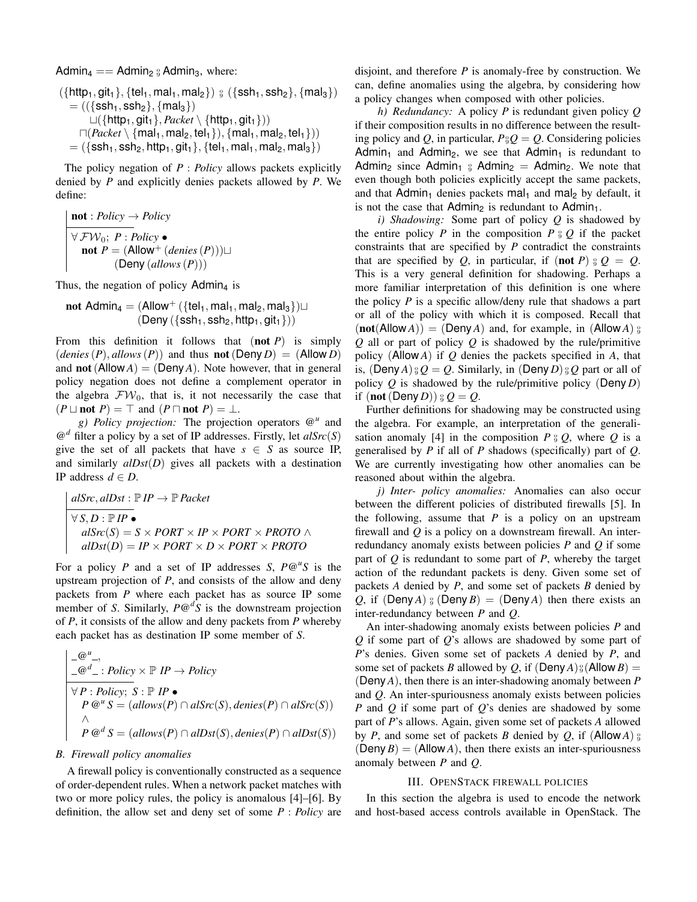$\mathsf{Admin}_4 == \mathsf{Admin}_2 \fatsemi \mathsf{Admin}_3$, where:

$$
\begin{aligned}
&(\{\mathsf{http}_1, \mathsf{git}_1\}, \{\mathsf{tel}_1, \mathsf{mal}_1, \mathsf{mal}_2\}) \fatsemi (\{\mathsf{ssh}_1, \mathsf{ssh}_2\}, \{\mathsf{mal}_3\}) \\
&= ((\{\mathsf{ssh}_1, \mathsf{ssh}_2\}, \{\mathsf{mal}_3\}) \\
&\quad \sqcup(\{\mathsf{http}_1, \mathsf{git}_1\}, \mathit{Packet} \setminus \{\mathsf{http}_1, \mathsf{git}_1\})) \\
&\quad \sqcap(\mathit{Packet} \setminus \{\mathsf{mal}_1, \mathsf{mal}_2, \mathsf{tel}_1\}), \{\mathsf{mal}_1, \mathsf{mal}_2, \mathsf{tel}_1\})) \\
&= (\{\mathsf{ssh}_1, \mathsf{ssh}_2, \mathsf{http}_1, \mathsf{git}_1\}, \{\mathsf{tel}_1, \mathsf{mal}_1, \mathsf{mal}_2, \mathsf{mal}_3\})
\end{aligned}
$$

The policy negation of $P : \mathit{Policy}$ allows packets explicitly denied by $P$ and explicitly denies packets allowed by $P$. We define:

$$
\begin{array}{|l}
\mathbf{not} : \mathit{Policy} \to \mathit{Policy} \\
\hline
\forall\, \mathcal{FW}_0;\ P : \mathit{Policy} \bullet \\
\quad \mathbf{not}\ P = (\mathsf{Allow}^+\,(\mathit{denies}\,(P))) \sqcup \\
\qquad\qquad (\mathsf{Deny}\,(\mathit{allows}\,(P)))
\end{array}
$$

Thus, the negation of policy $\mathsf{Admin}_4$ is

$$
\begin{aligned}
\mathbf{not}\ \mathsf{Admin}_4 = &(\mathsf{Allow}^+\,(\{\mathsf{tel}_1, \mathsf{mal}_1, \mathsf{mal}_2, \mathsf{mal}_3\}) \sqcup \\
&(\mathsf{Deny}\,(\{\mathsf{ssh}_1, \mathsf{ssh}_2, \mathsf{http}_1, \mathsf{git}_1\}))
\end{aligned}
$$

From this definition it follows that $(\mathbf{not}\ P)$ is simply $(\mathit{denies}\,(P), \mathit{allows}\,(P))$ and thus $\mathbf{not}\,(\mathsf{Deny}\,D) = (\mathsf{Allow}\,D)$ and $\mathbf{not}\,(\mathsf{Allow}\,A) = (\mathsf{Deny}\,A)$. Note however, that in general policy negation does not define a complement operator in the algebra $\mathcal{FW}_0$, that is, it not necessarily the case that $(P \sqcup \mathbf{not}\ P) = \top$ and $(P \sqcap \mathbf{not}\ P) = \bot$.

*g) Policy projection:* The projection operators $@^u$ and $@^d$ filter a policy by a set of IP addresses. Firstly, let $\mathit{alSrc}(S)$ give the set of all packets that have $s \in S$ as source IP, and similarly $\mathit{alDst}(D)$ gives all packets with a destination IP address $d \in D$.

$$
\begin{array}{|l}
\mathit{alSrc}, \mathit{alDst} : \mathbb{P}\,\mathit{IP} \to \mathbb{P}\,\mathit{Packet} \\
\hline
\forall\, S, D : \mathbb{P}\,\mathit{IP} \bullet \\
\quad \mathit{alSrc}(S) = S \times \mathit{PORT} \times \mathit{IP} \times \mathit{PORT} \times \mathit{PROTO}\ \wedge \\
\quad \mathit{alDst}(D) = \mathit{IP} \times \mathit{PORT} \times D \times \mathit{PORT} \times \mathit{PROTO}
\end{array}
$$

For a policy $P$ and a set of IP addresses $S$, $P @^u S$ is the upstream projection of $P$, and consists of the allow and deny packets from $P$ where each packet has as source IP some member of $S$. Similarly, $P @^d S$ is the downstream projection of $P$, it consists of the allow and deny packets from $P$ whereby each packet has as destination IP some member of $S$.

$$
\begin{array}{|l}
\_ @^u \_, \\
\_ @^d \_ : \mathit{Policy} \times \mathbb{P}\ \mathit{IP} \to \mathit{Policy} \\
\hline
\forall\, P : \mathit{Policy};\ S : \mathbb{P}\ \mathit{IP} \bullet \\
\quad P @^u S = (\mathit{allows}(P) \cap \mathit{alSrc}(S), \mathit{denies}(P) \cap \mathit{alSrc}(S)) \\
\quad \wedge \\
\quad P @^d S = (\mathit{allows}(P) \cap \mathit{alDst}(S), \mathit{denies}(P) \cap \mathit{alDst}(S))
\end{array}
$$

### B. Firewall policy anomalies

A firewall policy is conventionally constructed as a sequence of order-dependent rules. When a network packet matches with two or more policy rules, the policy is anomalous [4]–[6]. By definition, the allow set and deny set of some $P : \mathit{Policy}$ are disjoint, and therefore $P$ is anomaly-free by construction. We can, define anomalies using the algebra, by considering how a policy changes when composed with other policies.

*h) Redundancy:* A policy $P$ is redundant given policy $Q$ if their composition results in no difference between the resulting policy and $Q$, in particular, $P \fatsemi Q = Q$. Considering policies $\mathsf{Admin}_1$ and $\mathsf{Admin}_2$, we see that $\mathsf{Admin}_1$ is redundant to $\mathsf{Admin}_2$ since $\mathsf{Admin}_1 \fatsemi \mathsf{Admin}_2 = \mathsf{Admin}_2$. We note that even though both policies explicitly accept the same packets, and that $\mathsf{Admin}_1$ denies packets $\mathsf{mal}_1$ and $\mathsf{mal}_2$ by default, it is not the case that $\mathsf{Admin}_2$ is redundant to $\mathsf{Admin}_1$.

*i) Shadowing:* Some part of policy $Q$ is shadowed by the entire policy $P$ in the composition $P \fatsemi Q$ if the packet constraints that are specified by $P$ contradict the constraints that are specified by $Q$, in particular, if $(\mathbf{not}\ P) \fatsemi Q = Q$. This is a very general definition for shadowing. Perhaps a more familiar interpretation of this definition is one where the policy $P$ is a specific allow/deny rule that shadows a part or all of the policy with which it is composed. Recall that $(\mathbf{not}(\mathsf{Allow}\,A)) = (\mathsf{Deny}\,A)$ and, for example, in $(\mathsf{Allow}\,A) \fatsemi Q$ all or part of policy $Q$ is shadowed by the rule/primitive policy $(\mathsf{Allow}\,A)$ if $Q$ denies the packets specified in $A$, that is, $(\mathsf{Deny}\,A) \fatsemi Q = Q$. Similarly, in $(\mathsf{Deny}\,D) \fatsemi Q$ part or all of policy $Q$ is shadowed by the rule/primitive policy $(\mathsf{Deny}\,D)$ if $(\mathbf{not}\,(\mathsf{Deny}\,D)) \fatsemi Q = Q$.

Further definitions for shadowing may be constructed using the algebra. For example, an interpretation of the generalisation anomaly [4] in the composition $P \fatsemi Q$, where $Q$ is a generalised by $P$ if all of $P$ shadows (specifically) part of $Q$. We are currently investigating how other anomalies can be reasoned about within the algebra.

*j) Inter- policy anomalies:* Anomalies can also occur between the different policies of distributed firewalls [5]. In the following, assume that $P$ is a policy on an upstream firewall and $Q$ is a policy on a downstream firewall. An inter-redundancy anomaly exists between policies $P$ and $Q$ if some part of $Q$ is redundant to some part of $P$, whereby the target action of the redundant packets is deny. Given some set of packets $A$ denied by $P$, and some set of packets $B$ denied by $Q$, if $(\mathsf{Deny}\,A) \fatsemi (\mathsf{Deny}\,B) = (\mathsf{Deny}\,A)$ then there exists an inter-redundancy between $P$ and $Q$.

An inter-shadowing anomaly exists between policies $P$ and $Q$ if some part of $Q$'s allows are shadowed by some part of $P$'s denies. Given some set of packets $A$ denied by $P$, and some set of packets $B$ allowed by $Q$, if $(\mathsf{Deny}\,A) \fatsemi (\mathsf{Allow}\,B) = (\mathsf{Deny}\,A)$, then there is an inter-shadowing anomaly between $P$ and $Q$. An inter-spuriousness anomaly exists between policies $P$ and $Q$ if some part of $Q$'s denies are shadowed by some part of $P$'s allows. Again, given some set of packets $A$ allowed by $P$, and some set of packets $B$ denied by $Q$, if $(\mathsf{Allow}\,A) \fatsemi (\mathsf{Deny}\,B) = (\mathsf{Allow}\,A)$, then there exists an inter-spuriousness anomaly between $P$ and $Q$.

## III. OpenStack firewall policies

In this section the algebra is used to encode the network and host-based access controls available in OpenStack. The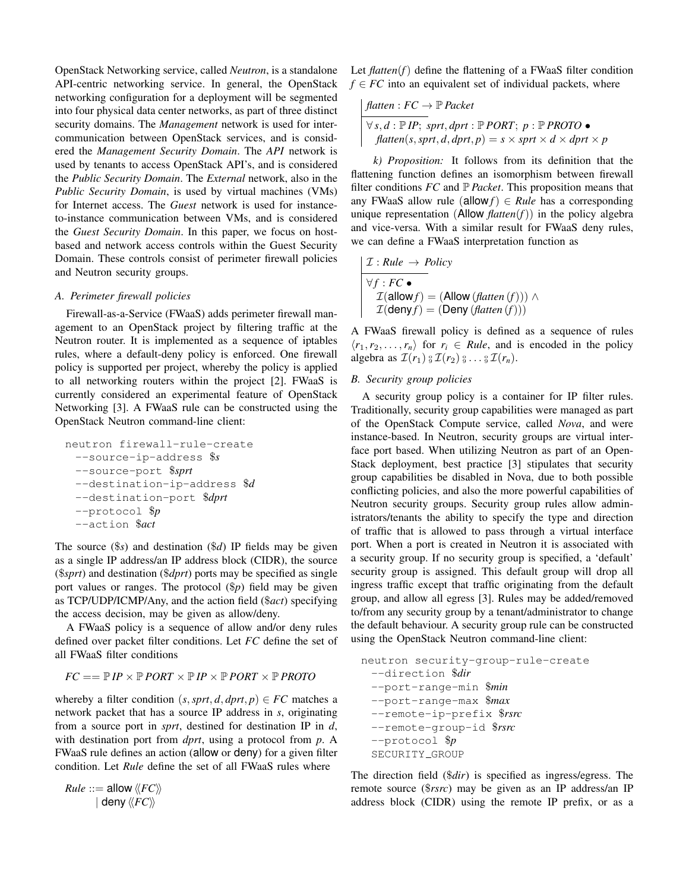OpenStack Networking service, called *Neutron*, is a standalone API-centric networking service. In general, the OpenStack networking configuration for a deployment will be segmented into four physical data center networks, as part of three distinct security domains. The *Management* network is used for intercommunication between OpenStack services, and is considered the *Management Security Domain*. The *API* network is used by tenants to access OpenStack API's, and is considered the *Public Security Domain*. The *External* network, also in the *Public Security Domain*, is used by virtual machines (VMs) for Internet access. The *Guest* network is used for instance-to-instance communication between VMs, and is considered the *Guest Security Domain*. In this paper, we focus on host-based and network access controls within the Guest Security Domain. These controls consist of perimeter firewall policies and Neutron security groups.

### A. Perimeter firewall policies

Firewall-as-a-Service (FWaaS) adds perimeter firewall management to an OpenStack project by filtering traffic at the Neutron router. It is implemented as a sequence of iptables rules, where a default-deny policy is enforced. One firewall policy is supported per project, whereby the policy is applied to all networking routers within the project [2]. FWaaS is currently considered an experimental feature of OpenStack Networking [3]. A FWaaS rule can be constructed using the OpenStack Neutron command-line client:

```
neutron firewall-rule-create
  --source-ip-address $s
  --source-port $sprt
  --destination-ip-address $d
  --destination-port $dprt
  --protocol $p
  --action $act
```

The source ($s) and destination ($d) IP fields may be given as a single IP address/an IP address block (CIDR), the source ($sprt) and destination ($dprt) ports may be specified as single port values or ranges. The protocol ($p) field may be given as TCP/UDP/ICMP/Any, and the action field ($act) specifying the access decision, may be given as allow/deny.

A FWaaS policy is a sequence of allow and/or deny rules defined over packet filter conditions. Let *FC* define the set of all FWaaS filter conditions

$$FC == \mathbb{P}\, IP \times \mathbb{P}\, PORT \times \mathbb{P}\, IP \times \mathbb{P}\, PORT \times \mathbb{P}\, PROTO$$

whereby a filter condition $(s, sprt, d, dprt, p) \in FC$ matches a network packet that has a source IP address in $s$, originating from a source port in $sprt$, destined for destination IP in $d$, with destination port from $dprt$, using a protocol from $p$. A FWaaS rule defines an action (allow or deny) for a given filter condition. Let *Rule* define the set of all FWaaS rules where

$$\begin{aligned} Rule ::= &\ \mathsf{allow}\, \langle\!\langle FC \rangle\!\rangle \\ &|\ \mathsf{deny}\, \langle\!\langle FC \rangle\!\rangle \end{aligned}$$

Let $flatten(f)$ define the flattening of a FWaaS filter condition $f \in FC$ into an equivalent set of individual packets, where

$$\begin{array}{|l} flatten : FC \rightarrow \mathbb{P}\, Packet \\ \hline \forall\, s, d : \mathbb{P}\, IP;\ sprt, dprt : \mathbb{P}\, PORT;\ p : \mathbb{P}\, PROTO \bullet \\ \quad flatten(s, sprt, d, dprt, p) = s \times sprt \times d \times dprt \times p \end{array}$$

*k) Proposition:* It follows from its definition that the flattening function defines an isomorphism between firewall filter conditions *FC* and $\mathbb{P}\, Packet$. This proposition means that any FWaaS allow rule $(\mathsf{allow} f) \in Rule$ has a corresponding unique representation $(\mathsf{Allow}\ flatten(f))$ in the policy algebra and vice-versa. With a similar result for FWaaS deny rules, we can define a FWaaS interpretation function as

$$\begin{array}{|l} \mathcal{I} : Rule \rightarrow Policy \\ \hline \forall f : FC \bullet \\ \quad \mathcal{I}(\mathsf{allow} f) = (\mathsf{Allow}\,(flatten\,(f))) \wedge \\ \quad \mathcal{I}(\mathsf{deny} f) = (\mathsf{Deny}\,(flatten\,(f))) \end{array}$$

A FWaaS firewall policy is defined as a sequence of rules $\langle r_1, r_2, \ldots, r_n \rangle$ for $r_i \in Rule$, and is encoded in the policy algebra as $\mathcal{I}(r_1) \,⨾\, \mathcal{I}(r_2) \,⨾\, \ldots \,⨾\, \mathcal{I}(r_n)$.

### B. Security group policies

A security group policy is a container for IP filter rules. Traditionally, security group capabilities were managed as part of the OpenStack Compute service, called *Nova*, and were instance-based. In Neutron, security groups are virtual interface port based. When utilizing Neutron as part of an OpenStack deployment, best practice [3] stipulates that security group capabilities be disabled in Nova, due to both possible conflicting policies, and also the more powerful capabilities of Neutron security groups. Security group rules allow administrators/tenants the ability to specify the type and direction of traffic that is allowed to pass through a virtual interface port. When a port is created in Neutron it is associated with a security group. If no security group is specified, a 'default' security group is assigned. This default group will drop all ingress traffic except that traffic originating from the default group, and allow all egress [3]. Rules may be added/removed to/from any security group by a tenant/administrator to change the default behaviour. A security group rule can be constructed using the OpenStack Neutron command-line client:

```
neutron security-group-rule-create
  --direction $dir
  --port-range-min $min
  --port-range-max $max
  --remote-ip-prefix $rsrc
  --remote-group-id $rsrc
  --protocol $p
  SECURITY_GROUP
```

The direction field ($dir) is specified as ingress/egress. The remote source ($rsrc) may be given as an IP address/an IP address block (CIDR) using the remote IP prefix, or as a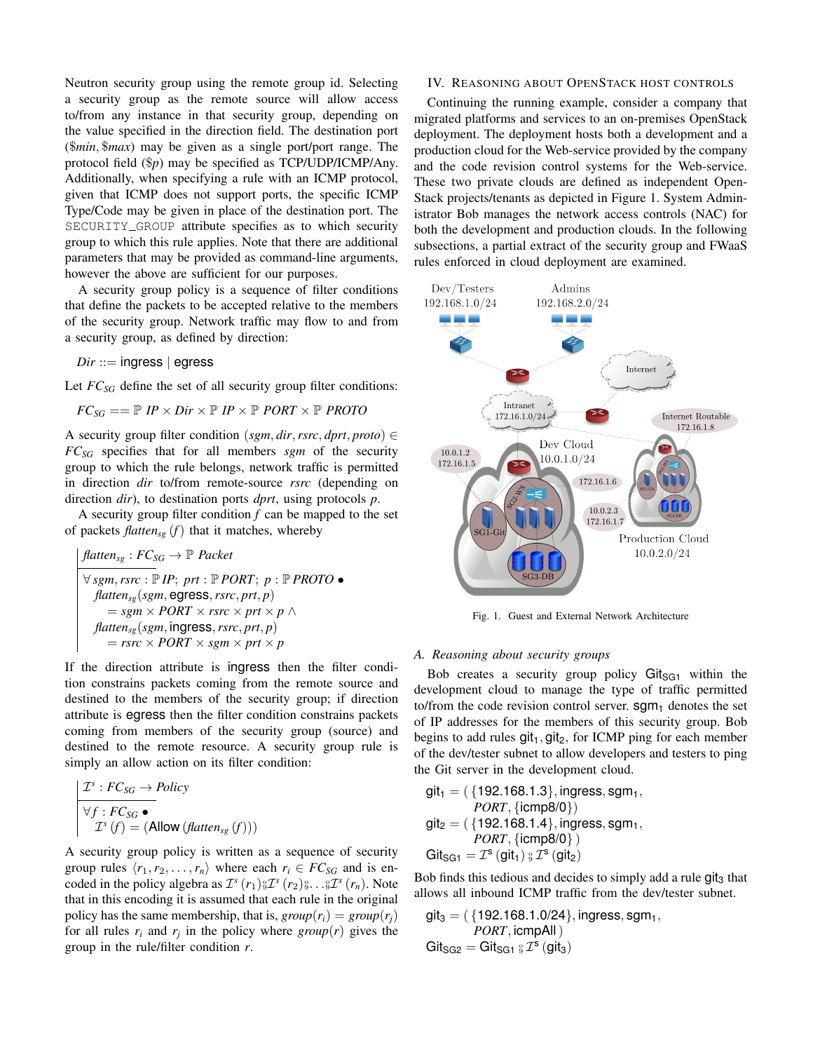Neutron security group using the remote group id. Selecting a security group as the remote source will allow access to/from any instance in that security group, depending on the value specified in the direction field. The destination port ($min, $max) may be given as a single port/port range. The protocol field ($p) may be specified as TCP/UDP/ICMP/Any. Additionally, when specifying a rule with an ICMP protocol, given that ICMP does not support ports, the specific ICMP Type/Code may be given in place of the destination port. The SECURITY_GROUP attribute specifies as to which security group to which this rule applies. Note that there are additional parameters that may be provided as command-line arguments, however the above are sufficient for our purposes.

A security group policy is a sequence of filter conditions that define the packets to be accepted relative to the members of the security group. Network traffic may flow to and from a security group, as defined by direction:

$$Dir ::= \mathsf{ingress} \mid \mathsf{egress}$$

Let $FC_{SG}$ define the set of all security group filter conditions:

$$FC_{SG} == \mathbb{P}\ IP \times Dir \times \mathbb{P}\ IP \times \mathbb{P}\ PORT \times \mathbb{P}\ PROTO$$

A security group filter condition $(sgm, dir, rsrc, dprt, proto) \in FC_{SG}$ specifies that for all members $sgm$ of the security group to which the rule belongs, network traffic is permitted in direction $dir$ to/from remote-source $rsrc$ (depending on direction $dir$), to destination ports $dprt$, using protocols $p$.

A security group filter condition $f$ can be mapped to the set of packets $flatten_{sg}(f)$ that it matches, whereby

$$
\begin{array}{|l}
flatten_{sg} : FC_{SG} \rightarrow \mathbb{P}\ Packet \\
\hline
\forall\, sgm, rsrc : \mathbb{P}\, IP;\ prt : \mathbb{P}\, PORT;\ p : \mathbb{P}\, PROTO \bullet \\
\quad flatten_{sg}(sgm, \mathsf{egress}, rsrc, prt, p) \\
\qquad = sgm \times PORT \times rsrc \times prt \times p\ \wedge \\
\quad flatten_{sg}(sgm, \mathsf{ingress}, rsrc, prt, p) \\
\qquad = rsrc \times PORT \times sgm \times prt \times p
\end{array}
$$

If the direction attribute is ingress then the filter condition constrains packets coming from the remote source and destined to the members of the security group; if direction attribute is egress then the filter condition constrains packets coming from members of the security group (source) and destined to the remote resource. A security group rule is simply an allow action on its filter condition:

$$
\begin{array}{|l}
\mathcal{I}^s : FC_{SG} \rightarrow Policy \\
\hline
\forall f : FC_{SG} \bullet \\
\quad \mathcal{I}^s(f) = (\mathsf{Allow}\,(flatten_{sg}(f)))
\end{array}
$$

A security group policy is written as a sequence of security group rules $\langle r_1, r_2, \ldots, r_n \rangle$ where each $r_i \in FC_{SG}$ and is encoded in the policy algebra as $\mathcal{I}^s(r_1) \fatsemi \mathcal{I}^s(r_2) \fatsemi \ldots \fatsemi \mathcal{I}^s(r_n)$. Note that in this encoding it is assumed that each rule in the original policy has the same membership, that is, $group(r_i) = group(r_j)$ for all rules $r_i$ and $r_j$ in the policy where $group(r)$ gives the group in the rule/filter condition $r$.

## IV. Reasoning about OpenStack Host Controls

Continuing the running example, consider a company that migrated platforms and services to an on-premises OpenStack deployment. The deployment hosts both a development and a production cloud for the Web-service provided by the company and the code revision control systems for the Web-service. These two private clouds are defined as independent OpenStack projects/tenants as depicted in Figure 1. System Administrator Bob manages the network access controls (NAC) for both the development and production clouds. In the following subsections, a partial extract of the security group and FWaaS rules enforced in cloud deployment are examined.

Fig. 1. Guest and External Network Architecture

### A. Reasoning about security groups

Bob creates a security group policy $\mathsf{Git}_{\mathsf{SG1}}$ within the development cloud to manage the type of traffic permitted to/from the code revision control server. $\mathsf{sgm}_1$ denotes the set of IP addresses for the members of this security group. Bob begins to add rules $\mathsf{git}_1, \mathsf{git}_2$, for ICMP ping for each member of the dev/tester subnet to allow developers and testers to ping the Git server in the development cloud.

$$
\begin{array}{l}
\mathsf{git}_1 = (\,\{192.168.1.3\}, \mathsf{ingress}, \mathsf{sgm}_1, \\
\qquad PORT, \{\mathsf{icmp8/0}\}) \\
\mathsf{git}_2 = (\,\{192.168.1.4\}, \mathsf{ingress}, \mathsf{sgm}_1, \\
\qquad PORT, \{\mathsf{icmp8/0}\}\,) \\
\mathsf{Git}_{\mathsf{SG1}} = \mathcal{I}^s(\mathsf{git}_1) \fatsemi \mathcal{I}^s(\mathsf{git}_2)
\end{array}
$$

Bob finds this tedious and decides to simply add a rule $\mathsf{git}_3$ that allows all inbound ICMP traffic from the dev/tester subnet.

$$
\begin{array}{l}
\mathsf{git}_3 = (\,\{192.168.1.0/24\}, \mathsf{ingress}, \mathsf{sgm}_1, \\
\qquad PORT, \mathsf{icmpAll}\,) \\
\mathsf{Git}_{\mathsf{SG2}} = \mathsf{Git}_{\mathsf{SG1}} \fatsemi \mathcal{I}^s(\mathsf{git}_3)
\end{array}
$$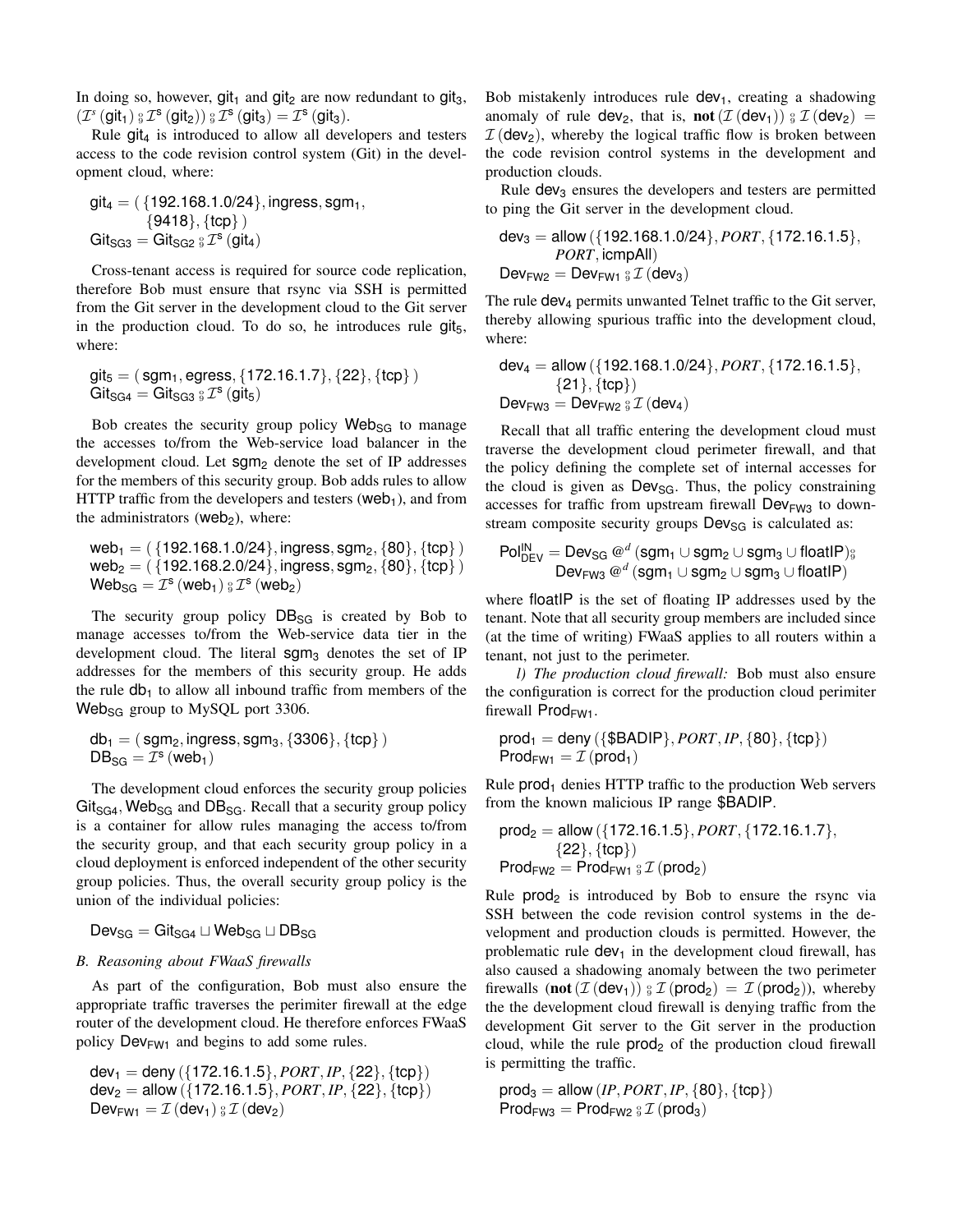In doing so, however, $\mathsf{git}_1$ and $\mathsf{git}_2$ are now redundant to $\mathsf{git}_3$, $(\mathcal{I}^s(\mathsf{git}_1) \fatsemi \mathcal{I}^s(\mathsf{git}_2)) \fatsemi \mathcal{I}^s(\mathsf{git}_3) = \mathcal{I}^s(\mathsf{git}_3)$.

Rule $\mathsf{git}_4$ is introduced to allow all developers and testers access to the code revision control system (Git) in the development cloud, where:

$$\begin{aligned}\mathsf{git}_4 &= (\,\{192.168.1.0/24\}, \mathsf{ingress}, \mathsf{sgm}_1,\\ &\quad\;\{9418\}, \{\mathsf{tcp}\}\,)\\ \mathsf{Git}_{\mathsf{SG3}} &= \mathsf{Git}_{\mathsf{SG2}} \fatsemi \mathcal{I}^s(\mathsf{git}_4)\end{aligned}$$

Cross-tenant access is required for source code replication, therefore Bob must ensure that rsync via SSH is permitted from the Git server in the development cloud to the Git server in the production cloud. To do so, he introduces rule $\mathsf{git}_5$, where:

$$\begin{aligned}\mathsf{git}_5 &= (\,\mathsf{sgm}_1, \mathsf{egress}, \{172.16.1.7\}, \{22\}, \{\mathsf{tcp}\}\,)\\ \mathsf{Git}_{\mathsf{SG4}} &= \mathsf{Git}_{\mathsf{SG3}} \fatsemi \mathcal{I}^s(\mathsf{git}_5)\end{aligned}$$

Bob creates the security group policy $\mathsf{Web}_{\mathsf{SG}}$ to manage the accesses to/from the Web-service load balancer in the development cloud. Let $\mathsf{sgm}_2$ denote the set of IP addresses for the members of this security group. Bob adds rules to allow HTTP traffic from the developers and testers ($\mathsf{web}_1$), and from the administrators ($\mathsf{web}_2$), where:

$$\begin{aligned}\mathsf{web}_1 &= (\,\{192.168.1.0/24\}, \mathsf{ingress}, \mathsf{sgm}_2, \{80\}, \{\mathsf{tcp}\}\,)\\ \mathsf{web}_2 &= (\,\{192.168.2.0/24\}, \mathsf{ingress}, \mathsf{sgm}_2, \{80\}, \{\mathsf{tcp}\}\,)\\ \mathsf{Web}_{\mathsf{SG}} &= \mathcal{I}^s(\mathsf{web}_1) \fatsemi \mathcal{I}^s(\mathsf{web}_2)\end{aligned}$$

The security group policy $\mathsf{DB}_{\mathsf{SG}}$ is created by Bob to manage accesses to/from the Web-service data tier in the development cloud. The literal $\mathsf{sgm}_3$ denotes the set of IP addresses for the members of this security group. He adds the rule $\mathsf{db}_1$ to allow all inbound traffic from members of the $\mathsf{Web}_{\mathsf{SG}}$ group to MySQL port 3306.

$$\begin{aligned}\mathsf{db}_1 &= (\,\mathsf{sgm}_2, \mathsf{ingress}, \mathsf{sgm}_3, \{3306\}, \{\mathsf{tcp}\}\,)\\ \mathsf{DB}_{\mathsf{SG}} &= \mathcal{I}^s(\mathsf{web}_1)\end{aligned}$$

The development cloud enforces the security group policies $\mathsf{Git}_{\mathsf{SG4}}$, $\mathsf{Web}_{\mathsf{SG}}$ and $\mathsf{DB}_{\mathsf{SG}}$. Recall that a security group policy is a container for allow rules managing the access to/from the security group, and that each security group policy in a cloud deployment is enforced independent of the other security group policies. Thus, the overall security group policy is the union of the individual policies:

$$\mathsf{Dev}_{\mathsf{SG}} = \mathsf{Git}_{\mathsf{SG4}} \sqcup \mathsf{Web}_{\mathsf{SG}} \sqcup \mathsf{DB}_{\mathsf{SG}}$$

### *B. Reasoning about FWaaS firewalls*

As part of the configuration, Bob must also ensure the appropriate traffic traverses the perimiter firewall at the edge router of the development cloud. He therefore enforces FWaaS policy $\mathsf{Dev}_{\mathsf{FW1}}$ and begins to add some rules.

$$\begin{aligned}\mathsf{dev}_1 &= \mathsf{deny}\,(\{172.16.1.5\}, \mathit{PORT}, \mathit{IP}, \{22\}, \{\mathsf{tcp}\})\\ \mathsf{dev}_2 &= \mathsf{allow}\,(\{172.16.1.5\}, \mathit{PORT}, \mathit{IP}, \{22\}, \{\mathsf{tcp}\})\\ \mathsf{Dev}_{\mathsf{FW1}} &= \mathcal{I}(\mathsf{dev}_1) \fatsemi \mathcal{I}(\mathsf{dev}_2)\end{aligned}$$

Bob mistakenly introduces rule $\mathsf{dev}_1$, creating a shadowing anomaly of rule $\mathsf{dev}_2$, that is, $\textbf{not}\,(\mathcal{I}(\mathsf{dev}_1)) \fatsemi \mathcal{I}(\mathsf{dev}_2) = \mathcal{I}(\mathsf{dev}_2)$, whereby the logical traffic flow is broken between the code revision control systems in the development and production clouds.

Rule $\mathsf{dev}_3$ ensures the developers and testers are permitted to ping the Git server in the development cloud.

$$\begin{aligned}\mathsf{dev}_3 &= \mathsf{allow}\,(\{192.168.1.0/24\}, \mathit{PORT}, \{172.16.1.5\},\\ &\quad\;\mathit{PORT}, \mathsf{icmpAll})\\ \mathsf{Dev}_{\mathsf{FW2}} &= \mathsf{Dev}_{\mathsf{FW1}} \fatsemi \mathcal{I}(\mathsf{dev}_3)\end{aligned}$$

The rule $\mathsf{dev}_4$ permits unwanted Telnet traffic to the Git server, thereby allowing spurious traffic into the development cloud, where:

$$\begin{aligned}\mathsf{dev}_4 &= \mathsf{allow}\,(\{192.168.1.0/24\}, \mathit{PORT}, \{172.16.1.5\},\\ &\quad\;\{21\}, \{\mathsf{tcp}\})\\ \mathsf{Dev}_{\mathsf{FW3}} &= \mathsf{Dev}_{\mathsf{FW2}} \fatsemi \mathcal{I}(\mathsf{dev}_4)\end{aligned}$$

Recall that all traffic entering the development cloud must traverse the development cloud perimeter firewall, and that the policy defining the complete set of internal accesses for the cloud is given as $\mathsf{Dev}_{\mathsf{SG}}$. Thus, the policy constraining accesses for traffic from upstream firewall $\mathsf{Dev}_{\mathsf{FW3}}$ to downstream composite security groups $\mathsf{Dev}_{\mathsf{SG}}$ is calculated as:

$$\begin{aligned}\mathsf{Pol}^{\mathsf{IN}}_{\mathsf{DEV}} = \mathsf{Dev}_{\mathsf{SG}} \,@^d\, (\mathsf{sgm}_1 \cup \mathsf{sgm}_2 \cup \mathsf{sgm}_3 \cup \mathsf{floatIP}) \fatsemi\\ \mathsf{Dev}_{\mathsf{FW3}} \,@^d\, (\mathsf{sgm}_1 \cup \mathsf{sgm}_2 \cup \mathsf{sgm}_3 \cup \mathsf{floatIP})\end{aligned}$$

where $\mathsf{floatIP}$ is the set of floating IP addresses used by the tenant. Note that all security group members are included since (at the time of writing) FWaaS applies to all routers within a tenant, not just to the perimeter.

*l) The production cloud firewall:* Bob must also ensure the configuration is correct for the production cloud perimiter firewall $\mathsf{Prod}_{\mathsf{FW1}}$.

$$\begin{aligned}\mathsf{prod}_1 &= \mathsf{deny}\,(\{\$\mathsf{BADIP}\}, \mathit{PORT}, \mathit{IP}, \{80\}, \{\mathsf{tcp}\})\\ \mathsf{Prod}_{\mathsf{FW1}} &= \mathcal{I}(\mathsf{prod}_1)\end{aligned}$$

Rule $\mathsf{prod}_1$ denies HTTP traffic to the production Web servers from the known malicious IP range $\$\mathsf{BADIP}$.

$$\begin{aligned}\mathsf{prod}_2 &= \mathsf{allow}\,(\{172.16.1.5\}, \mathit{PORT}, \{172.16.1.7\},\\ &\quad\;\{22\}, \{\mathsf{tcp}\})\\ \mathsf{Prod}_{\mathsf{FW2}} &= \mathsf{Prod}_{\mathsf{FW1}} \fatsemi \mathcal{I}(\mathsf{prod}_2)\end{aligned}$$

Rule $\mathsf{prod}_2$ is introduced by Bob to ensure the rsync via SSH between the code revision control systems in the development and production clouds is permitted. However, the problematic rule $\mathsf{dev}_1$ in the development cloud firewall, has also caused a shadowing anomaly between the two perimeter firewalls ($\textbf{not}\,(\mathcal{I}(\mathsf{dev}_1)) \fatsemi \mathcal{I}(\mathsf{prod}_2) = \mathcal{I}(\mathsf{prod}_2)$), whereby the the development cloud firewall is denying traffic from the development Git server to the Git server in the production cloud, while the rule $\mathsf{prod}_2$ of the production cloud firewall is permitting the traffic.

$$\begin{aligned}\mathsf{prod}_3 &= \mathsf{allow}\,(\mathit{IP}, \mathit{PORT}, \mathit{IP}, \{80\}, \{\mathsf{tcp}\})\\ \mathsf{Prod}_{\mathsf{FW3}} &= \mathsf{Prod}_{\mathsf{FW2}} \fatsemi \mathcal{I}(\mathsf{prod}_3)\end{aligned}$$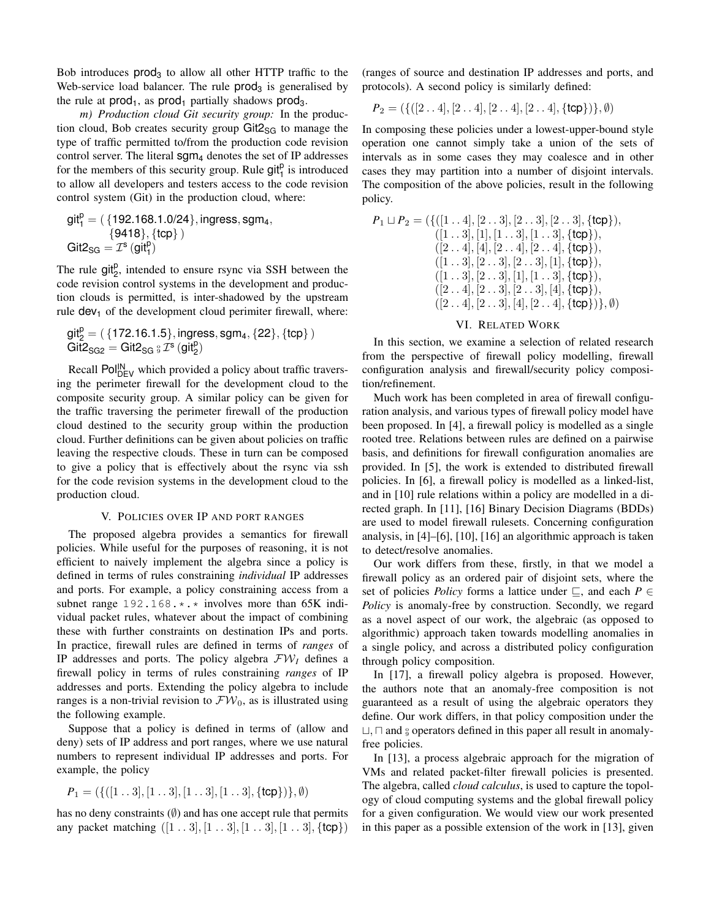Bob introduces $\mathsf{prod}_3$ to allow all other HTTP traffic to the Web-service load balancer. The rule $\mathsf{prod}_3$ is generalised by the rule at $\mathsf{prod}_1$, as $\mathsf{prod}_1$ partially shadows $\mathsf{prod}_3$.

*m) Production cloud Git security group:* In the production cloud, Bob creates security group $\mathsf{Git2}_{\mathsf{SG}}$ to manage the type of traffic permitted to/from the production code revision control server. The literal $\mathsf{sgm}_4$ denotes the set of IP addresses for the members of this security group. Rule $\mathsf{git}_1^{\mathsf{p}}$ is introduced to allow all developers and testers access to the code revision control system (Git) in the production cloud, where:

$$\begin{aligned} \mathsf{git}_1^{\mathsf{p}} &= (\ \{192.168.1.0/24\}, \mathsf{ingress}, \mathsf{sgm}_4, \\ &\quad \{9418\}, \{\mathsf{tcp}\}\ ) \\ \mathsf{Git2}_{\mathsf{SG}} &= \mathcal{I}^{\mathsf{s}}\,(\mathsf{git}_1^{\mathsf{p}}) \end{aligned}$$

The rule $\mathsf{git}_2^{\mathsf{p}}$, intended to ensure rsync via SSH between the code revision control systems in the development and production clouds is permitted, is inter-shadowed by the upstream rule $\mathsf{dev}_1$ of the development cloud perimiter firewall, where:

$$\begin{aligned} \mathsf{git}_2^{\mathsf{p}} &= (\ \{172.16.1.5\}, \mathsf{ingress}, \mathsf{sgm}_4, \{22\}, \{\mathsf{tcp}\}\ ) \\ \mathsf{Git2}_{\mathsf{SG2}} &= \mathsf{Git2}_{\mathsf{SG}} \fatsemi \mathcal{I}^{\mathsf{s}}\,(\mathsf{git}_2^{\mathsf{p}}) \end{aligned}$$

Recall $\mathsf{Pol}_{\mathsf{DEV}}^{\mathsf{IN}}$ which provided a policy about traffic traversing the perimeter firewall for the development cloud to the composite security group. A similar policy can be given for the traffic traversing the perimeter firewall of the production cloud destined to the security group within the production cloud. Further definitions can be given about policies on traffic leaving the respective clouds. These in turn can be composed to give a policy that is effectively about the rsync via ssh for the code revision systems in the development cloud to the production cloud.

## V. Policies over IP and port ranges

The proposed algebra provides a semantics for firewall policies. While useful for the purposes of reasoning, it is not efficient to naively implement the algebra since a policy is defined in terms of rules constraining *individual* IP addresses and ports. For example, a policy constraining access from a subnet range `192.168.*.*` involves more than 65K individual packet rules, whatever about the impact of combining these with further constraints on destination IPs and ports. In practice, firewall rules are defined in terms of *ranges* of IP addresses and ports. The policy algebra $\mathcal{FW}_I$ defines a firewall policy in terms of rules constraining *ranges* of IP addresses and ports. Extending the policy algebra to include ranges is a non-trivial revision to $\mathcal{FW}_0$, as is illustrated using the following example.

Suppose that a policy is defined in terms of (allow and deny) sets of IP address and port ranges, where we use natural numbers to represent individual IP addresses and ports. For example, the policy

$$P_1 = (\{([1\mathinner{..}3],[1\mathinner{..}3],[1\mathinner{..}3],[1\mathinner{..}3],\{\mathsf{tcp}\})\},\emptyset)$$

has no deny constraints ($\emptyset$) and has one accept rule that permits any packet matching $([1\mathinner{..}3],[1\mathinner{..}3],[1\mathinner{..}3],[1\mathinner{..}3],\{\mathsf{tcp}\})$ (ranges of source and destination IP addresses and ports, and protocols). A second policy is similarly defined:

$$P_2 = (\{([2\mathinner{..}4],[2\mathinner{..}4],[2\mathinner{..}4],[2\mathinner{..}4],\{\mathsf{tcp}\})\},\emptyset)$$

In composing these policies under a lowest-upper-bound style operation one cannot simply take a union of the sets of intervals as in some cases they may coalesce and in other cases they may partition into a number of disjoint intervals. The composition of the above policies, result in the following policy.

$$\begin{aligned} P_1 \sqcup P_2 = (\{&([1\mathinner{..}4],[2\mathinner{..}3],[2\mathinner{..}3],[2\mathinner{..}3],\{\mathsf{tcp}\}),\\ &([1\mathinner{..}3],[1],[1\mathinner{..}3],[1\mathinner{..}3],\{\mathsf{tcp}\}),\\ &([2\mathinner{..}4],[4],[2\mathinner{..}4],[2\mathinner{..}4],\{\mathsf{tcp}\}),\\ &([1\mathinner{..}3],[2\mathinner{..}3],[2\mathinner{..}3],[1],\{\mathsf{tcp}\}),\\ &([1\mathinner{..}3],[2\mathinner{..}3],[1],[1\mathinner{..}3],\{\mathsf{tcp}\}),\\ &([2\mathinner{..}4],[2\mathinner{..}3],[2\mathinner{..}3],[4],\{\mathsf{tcp}\}),\\ &([2\mathinner{..}4],[2\mathinner{..}3],[4],[2\mathinner{..}4],\{\mathsf{tcp}\})\},\emptyset) \end{aligned}$$

## VI. Related Work

In this section, we examine a selection of related research from the perspective of firewall policy modelling, firewall configuration analysis and firewall/security policy composition/refinement.

Much work has been completed in area of firewall configuration analysis, and various types of firewall policy model have been proposed. In [4], a firewall policy is modelled as a single rooted tree. Relations between rules are defined on a pairwise basis, and definitions for firewall configuration anomalies are provided. In [5], the work is extended to distributed firewall policies. In [6], a firewall policy is modelled as a linked-list, and in [10] rule relations within a policy are modelled in a directed graph. In [11], [16] Binary Decision Diagrams (BDDs) are used to model firewall rulesets. Concerning configuration analysis, in [4]–[6], [10], [16] an algorithmic approach is taken to detect/resolve anomalies.

Our work differs from these, firstly, in that we model a firewall policy as an ordered pair of disjoint sets, where the set of policies *Policy* forms a lattice under $\sqsubseteq$, and each $P \in$ *Policy* is anomaly-free by construction. Secondly, we regard as a novel aspect of our work, the algebraic (as opposed to algorithmic) approach taken towards modelling anomalies in a single policy, and across a distributed policy configuration through policy composition.

In [17], a firewall policy algebra is proposed. However, the authors note that an anomaly-free composition is not guaranteed as a result of using the algebraic operators they define. Our work differs, in that policy composition under the $\sqcup$, $\sqcap$ and $\fatsemi$ operators defined in this paper all result in anomaly-free policies.

In [13], a process algebraic approach for the migration of VMs and related packet-filter firewall policies is presented. The algebra, called *cloud calculus*, is used to capture the topology of cloud computing systems and the global firewall policy for a given configuration. We would view our work presented in this paper as a possible extension of the work in [13], given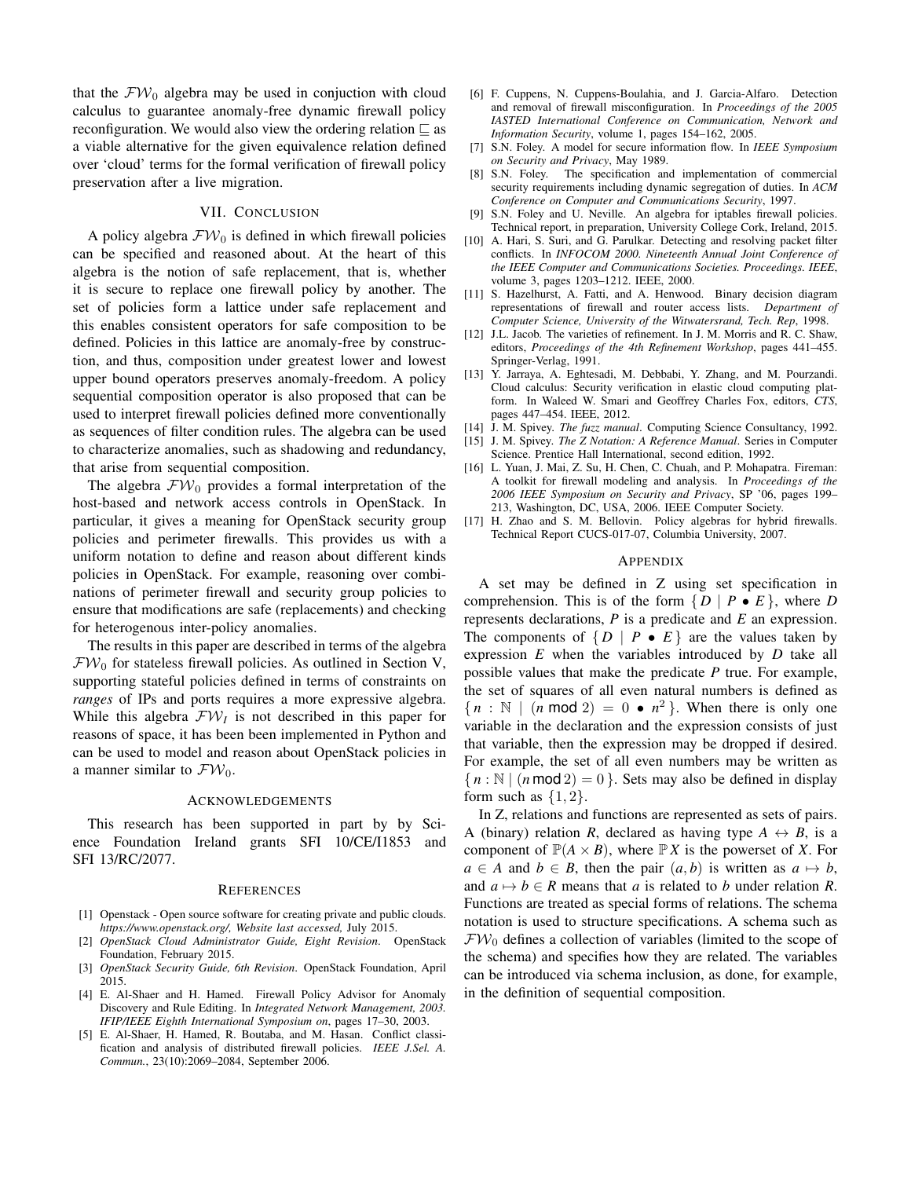that the $\mathcal{FW}_0$ algebra may be used in conjuction with cloud calculus to guarantee anomaly-free dynamic firewall policy reconfiguration. We would also view the ordering relation $\sqsubseteq$ as a viable alternative for the given equivalence relation defined over 'cloud' terms for the formal verification of firewall policy preservation after a live migration.

## VII. Conclusion

A policy algebra $\mathcal{FW}_0$ is defined in which firewall policies can be specified and reasoned about. At the heart of this algebra is the notion of safe replacement, that is, whether it is secure to replace one firewall policy by another. The set of policies form a lattice under safe replacement and this enables consistent operators for safe composition to be defined. Policies in this lattice are anomaly-free by construction, and thus, composition under greatest lower and lowest upper bound operators preserves anomaly-freedom. A policy sequential composition operator is also proposed that can be used to interpret firewall policies defined more conventionally as sequences of filter condition rules. The algebra can be used to characterize anomalies, such as shadowing and redundancy, that arise from sequential composition.

The algebra $\mathcal{FW}_0$ provides a formal interpretation of the host-based and network access controls in OpenStack. In particular, it gives a meaning for OpenStack security group policies and perimeter firewalls. This provides us with a uniform notation to define and reason about different kinds policies in OpenStack. For example, reasoning over combinations of perimeter firewall and security group policies to ensure that modifications are safe (replacements) and checking for heterogenous inter-policy anomalies.

The results in this paper are described in terms of the algebra $\mathcal{FW}_0$ for stateless firewall policies. As outlined in Section V, supporting stateful policies defined in terms of constraints on *ranges* of IPs and ports requires a more expressive algebra. While this algebra $\mathcal{FW}_I$ is not described in this paper for reasons of space, it has been been implemented in Python and can be used to model and reason about OpenStack policies in a manner similar to $\mathcal{FW}_0$.

## Acknowledgements

This research has been supported in part by by Science Foundation Ireland grants SFI 10/CE/I1853 and SFI 13/RC/2077.

## References

[1] Openstack - Open source software for creating private and public clouds. *https://www.openstack.org/, Website last accessed,* July 2015.

[2] *OpenStack Cloud Administrator Guide, Eight Revision*. OpenStack Foundation, February 2015.

[3] *OpenStack Security Guide, 6th Revision*. OpenStack Foundation, April 2015.

[4] E. Al-Shaer and H. Hamed. Firewall Policy Advisor for Anomaly Discovery and Rule Editing. In *Integrated Network Management, 2003. IFIP/IEEE Eighth International Symposium on*, pages 17–30, 2003.

[5] E. Al-Shaer, H. Hamed, R. Boutaba, and M. Hasan. Conflict classification and analysis of distributed firewall policies. *IEEE J.Sel. A. Commun.*, 23(10):2069–2084, September 2006.

[6] F. Cuppens, N. Cuppens-Boulahia, and J. Garcia-Alfaro. Detection and removal of firewall misconfiguration. In *Proceedings of the 2005 IASTED International Conference on Communication, Network and Information Security*, volume 1, pages 154–162, 2005.

[7] S.N. Foley. A model for secure information flow. In *IEEE Symposium on Security and Privacy*, May 1989.

[8] S.N. Foley. The specification and implementation of commercial security requirements including dynamic segregation of duties. In *ACM Conference on Computer and Communications Security*, 1997.

[9] S.N. Foley and U. Neville. An algebra for iptables firewall policies. Technical report, in preparation, University College Cork, Ireland, 2015.

[10] A. Hari, S. Suri, and G. Parulkar. Detecting and resolving packet filter conflicts. In *INFOCOM 2000. Nineteenth Annual Joint Conference of the IEEE Computer and Communications Societies. Proceedings. IEEE*, volume 3, pages 1203–1212. IEEE, 2000.

[11] S. Hazelhurst, A. Fatti, and A. Henwood. Binary decision diagram representations of firewall and router access lists. *Department of Computer Science, University of the Witwatersrand, Tech. Rep*, 1998.

[12] J.L. Jacob. The varieties of refinement. In J. M. Morris and R. C. Shaw, editors, *Proceedings of the 4th Refinement Workshop*, pages 441–455. Springer-Verlag, 1991.

[13] Y. Jarraya, A. Eghtesadi, M. Debbabi, Y. Zhang, and M. Pourzandi. Cloud calculus: Security verification in elastic cloud computing platform. In Waleed W. Smari and Geoffrey Charles Fox, editors, *CTS*, pages 447–454. IEEE, 2012.

[14] J. M. Spivey. *The fuzz manual*. Computing Science Consultancy, 1992.

[15] J. M. Spivey. *The Z Notation: A Reference Manual*. Series in Computer Science. Prentice Hall International, second edition, 1992.

[16] L. Yuan, J. Mai, Z. Su, H. Chen, C. Chuah, and P. Mohapatra. Fireman: A toolkit for firewall modeling and analysis. In *Proceedings of the 2006 IEEE Symposium on Security and Privacy*, SP '06, pages 199–213, Washington, DC, USA, 2006. IEEE Computer Society.

[17] H. Zhao and S. M. Bellovin. Policy algebras for hybrid firewalls. Technical Report CUCS-017-07, Columbia University, 2007.

## Appendix

A set may be defined in Z using set specification in comprehension. This is of the form $\{ D \mid P \bullet E \}$, where $D$ represents declarations, $P$ is a predicate and $E$ an expression. The components of $\{ D \mid P \bullet E \}$ are the values taken by expression $E$ when the variables introduced by $D$ take all possible values that make the predicate $P$ true. For example, the set of squares of all even natural numbers is defined as $\{ n : \mathbb{N} \mid (n \bmod 2) = 0 \bullet n^2 \}$. When there is only one variable in the declaration and the expression consists of just that variable, then the expression may be dropped if desired. For example, the set of all even numbers may be written as $\{ n : \mathbb{N} \mid (n \bmod 2) = 0 \}$. Sets may also be defined in display form such as $\{1, 2\}$.

In Z, relations and functions are represented as sets of pairs. A (binary) relation $R$, declared as having type $A \leftrightarrow B$, is a component of $\mathbb{P}(A \times B)$, where $\mathbb{P} X$ is the powerset of $X$. For $a \in A$ and $b \in B$, then the pair $(a, b)$ is written as $a \mapsto b$, and $a \mapsto b \in R$ means that $a$ is related to $b$ under relation $R$. Functions are treated as special forms of relations. The schema notation is used to structure specifications. A schema such as $\mathcal{FW}_0$ defines a collection of variables (limited to the scope of the schema) and specifies how they are related. The variables can be introduced via schema inclusion, as done, for example, in the definition of sequential composition.